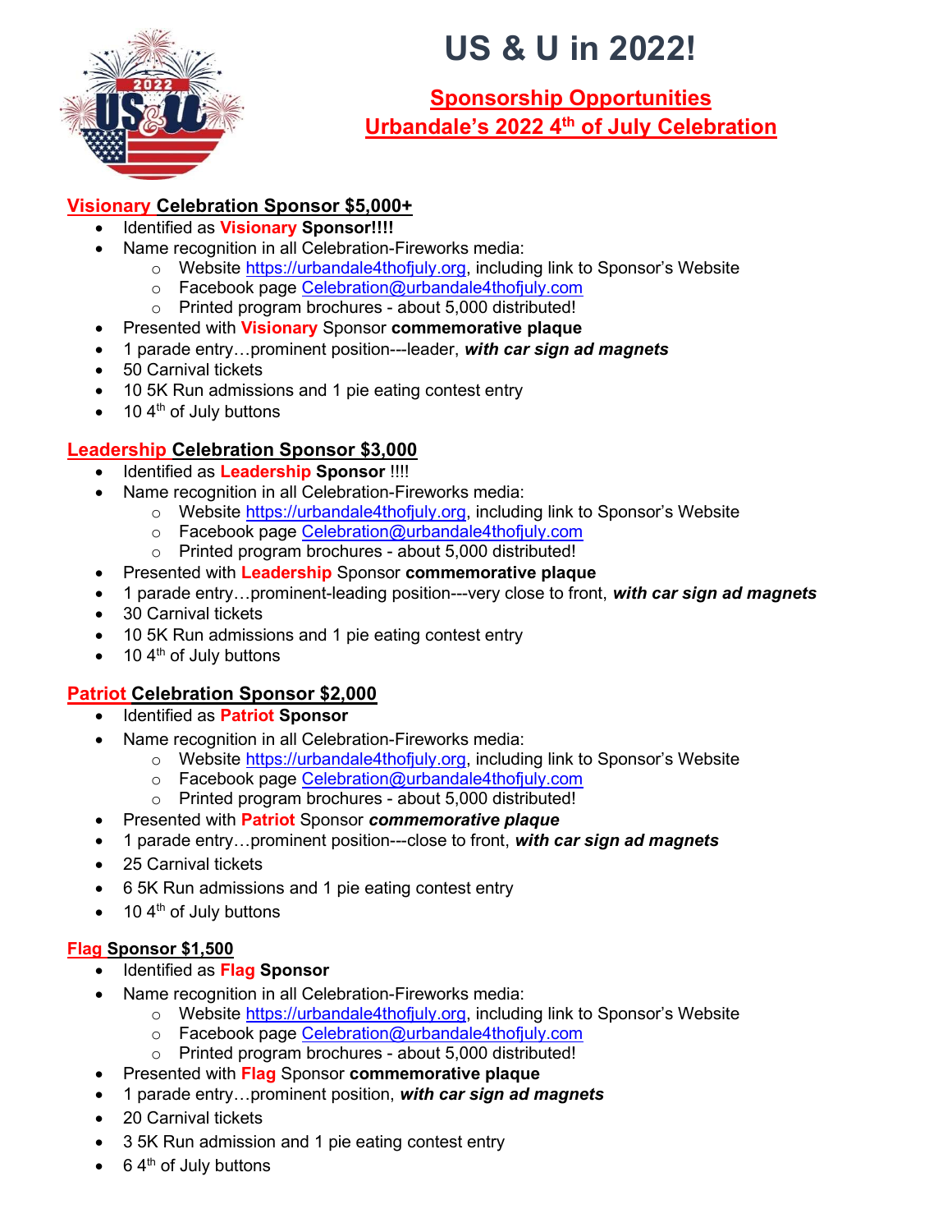# US & U in 2022!

## Sponsorship Opportunities
## Urbandale's 2022 4th of July Celebration

### Visionary Celebration Sponsor $5,000+

- Identified as **Visionary Sponsor!!!!**
- Name recognition in all Celebration-Fireworks media:
  - Website https://urbandale4thofjuly.org, including link to Sponsor's Website
  - Facebook page Celebration@urbandale4thofjuly.com
  - Printed program brochures - about 5,000 distributed!
- Presented with **Visionary** Sponsor **commemorative plaque**
- 1 parade entry…prominent position---leader, ***with car sign ad magnets***
- 50 Carnival tickets
- 10 5K Run admissions and 1 pie eating contest entry
- 10 4th of July buttons

### Leadership Celebration Sponsor $3,000

- Identified as **Leadership Sponsor** !!!!
- Name recognition in all Celebration-Fireworks media:
  - Website https://urbandale4thofjuly.org, including link to Sponsor's Website
  - Facebook page Celebration@urbandale4thofjuly.com
  - Printed program brochures - about 5,000 distributed!
- Presented with **Leadership** Sponsor **commemorative plaque**
- 1 parade entry…prominent-leading position---very close to front, ***with car sign ad magnets***
- 30 Carnival tickets
- 10 5K Run admissions and 1 pie eating contest entry
- 10 4th of July buttons

### Patriot Celebration Sponsor $2,000

- Identified as **Patriot Sponsor**
- Name recognition in all Celebration-Fireworks media:
  - Website https://urbandale4thofjuly.org, including link to Sponsor's Website
  - Facebook page Celebration@urbandale4thofjuly.com
  - Printed program brochures - about 5,000 distributed!
- Presented with **Patriot** Sponsor ***commemorative plaque***
- 1 parade entry…prominent position---close to front, ***with car sign ad magnets***
- 25 Carnival tickets
- 6 5K Run admissions and 1 pie eating contest entry
- 10 4th of July buttons

### Flag Sponsor $1,500

- Identified as **Flag Sponsor**
- Name recognition in all Celebration-Fireworks media:
  - Website https://urbandale4thofjuly.org, including link to Sponsor's Website
  - Facebook page Celebration@urbandale4thofjuly.com
  - Printed program brochures - about 5,000 distributed!
- Presented with **Flag** Sponsor **commemorative plaque**
- 1 parade entry…prominent position, ***with car sign ad magnets***
- 20 Carnival tickets
- 3 5K Run admission and 1 pie eating contest entry
- 6 4th of July buttons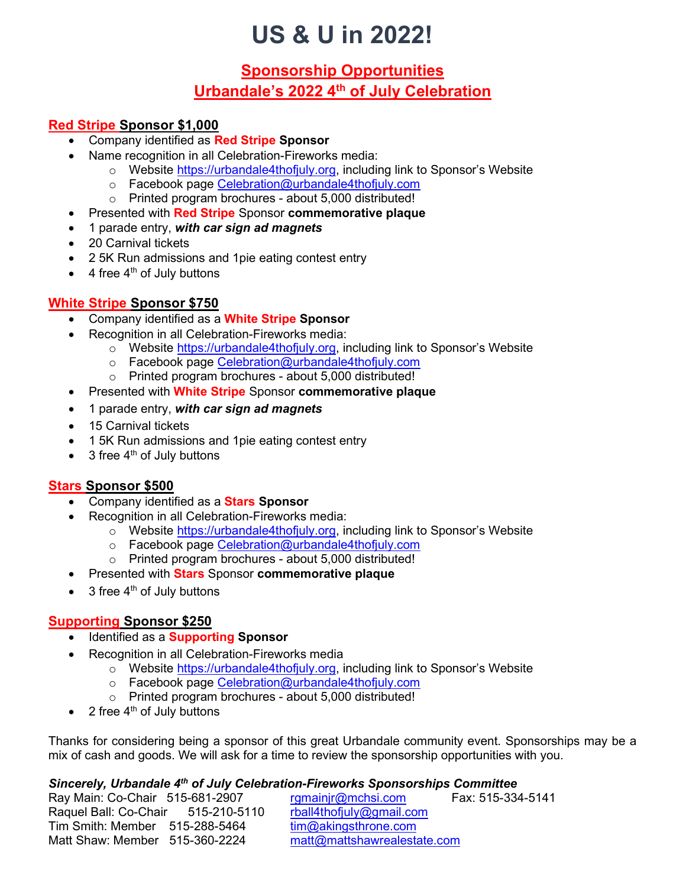# US & U in 2022!

## Sponsorship Opportunities
## Urbandale's 2022 4th of July Celebration

### Red Stripe Sponsor $1,000

- Company identified as **Red Stripe Sponsor**
- Name recognition in all Celebration-Fireworks media:
  - Website https://urbandale4thofjuly.org, including link to Sponsor's Website
  - Facebook page Celebration@urbandale4thofjuly.com
  - Printed program brochures - about 5,000 distributed!
- Presented with **Red Stripe** Sponsor **commemorative plaque**
- 1 parade entry, ***with car sign ad magnets***
- 20 Carnival tickets
- 2 5K Run admissions and 1pie eating contest entry
- 4 free 4th of July buttons

### White Stripe Sponsor $750

- Company identified as a **White Stripe Sponsor**
- Recognition in all Celebration-Fireworks media:
  - Website https://urbandale4thofjuly.org, including link to Sponsor's Website
  - Facebook page Celebration@urbandale4thofjuly.com
  - Printed program brochures - about 5,000 distributed!
- Presented with **White Stripe** Sponsor **commemorative plaque**
- 1 parade entry, ***with car sign ad magnets***
- 15 Carnival tickets
- 1 5K Run admissions and 1pie eating contest entry
- 3 free 4th of July buttons

### Stars Sponsor $500

- Company identified as a **Stars Sponsor**
- Recognition in all Celebration-Fireworks media:
  - Website https://urbandale4thofjuly.org, including link to Sponsor's Website
  - Facebook page Celebration@urbandale4thofjuly.com
  - Printed program brochures - about 5,000 distributed!
- Presented with **Stars** Sponsor **commemorative plaque**
- 3 free 4th of July buttons

### Supporting Sponsor $250

- Identified as a **Supporting Sponsor**
- Recognition in all Celebration-Fireworks media
  - Website https://urbandale4thofjuly.org, including link to Sponsor's Website
  - Facebook page Celebration@urbandale4thofjuly.com
  - Printed program brochures - about 5,000 distributed!
- 2 free 4th of July buttons

Thanks for considering being a sponsor of this great Urbandale community event. Sponsorships may be a mix of cash and goods. We will ask for a time to review the sponsorship opportunities with you.

***Sincerely, Urbandale 4th of July Celebration-Fireworks Sponsorships Committee***

Ray Main: Co-Chair 515-681-2907 rgmainjr@mchsi.com Fax: 515-334-5141
Raquel Ball: Co-Chair 515-210-5110 rball4thofjuly@gmail.com
Tim Smith: Member 515-288-5464 tim@akingsthrone.com
Matt Shaw: Member 515-360-2224 matt@mattshawrealestate.com